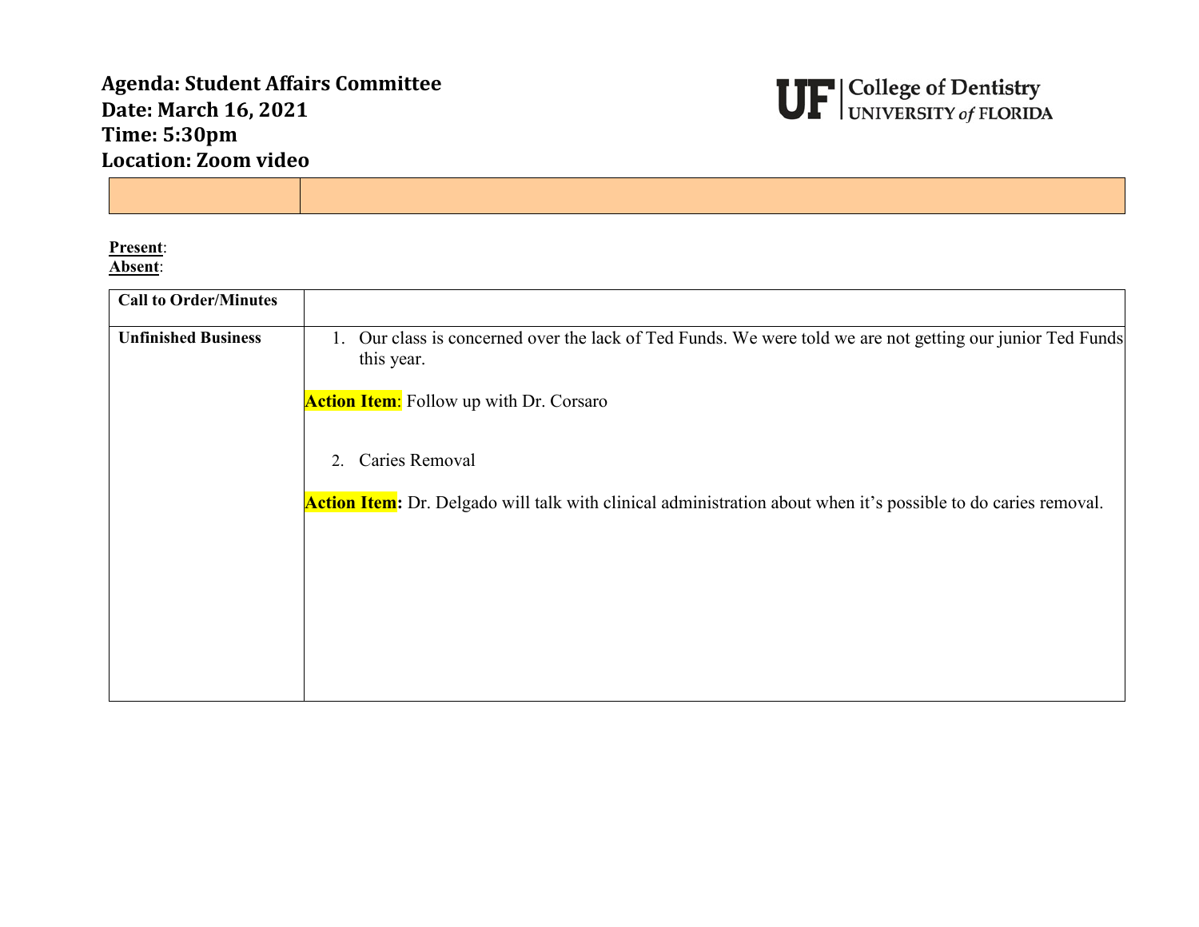**Agenda: Student Affairs Committee**
**Date: March 16, 2021**
**Time: 5:30pm**
**Location: Zoom video**

UF | College of Dentistry
UNIVERSITY *of* FLORIDA

| | |
|---|---|

**Present**:
**Absent**:

| | |
|---|---|
| **Call to Order/Minutes** | |
| **Unfinished Business** | 1. Our class is concerned over the lack of Ted Funds. We were told we are not getting our junior Ted Funds this year.<br><br>**Action Item**: Follow up with Dr. Corsaro<br><br>2. Caries Removal<br><br>**Action Item:** Dr. Delgado will talk with clinical administration about when it's possible to do caries removal. |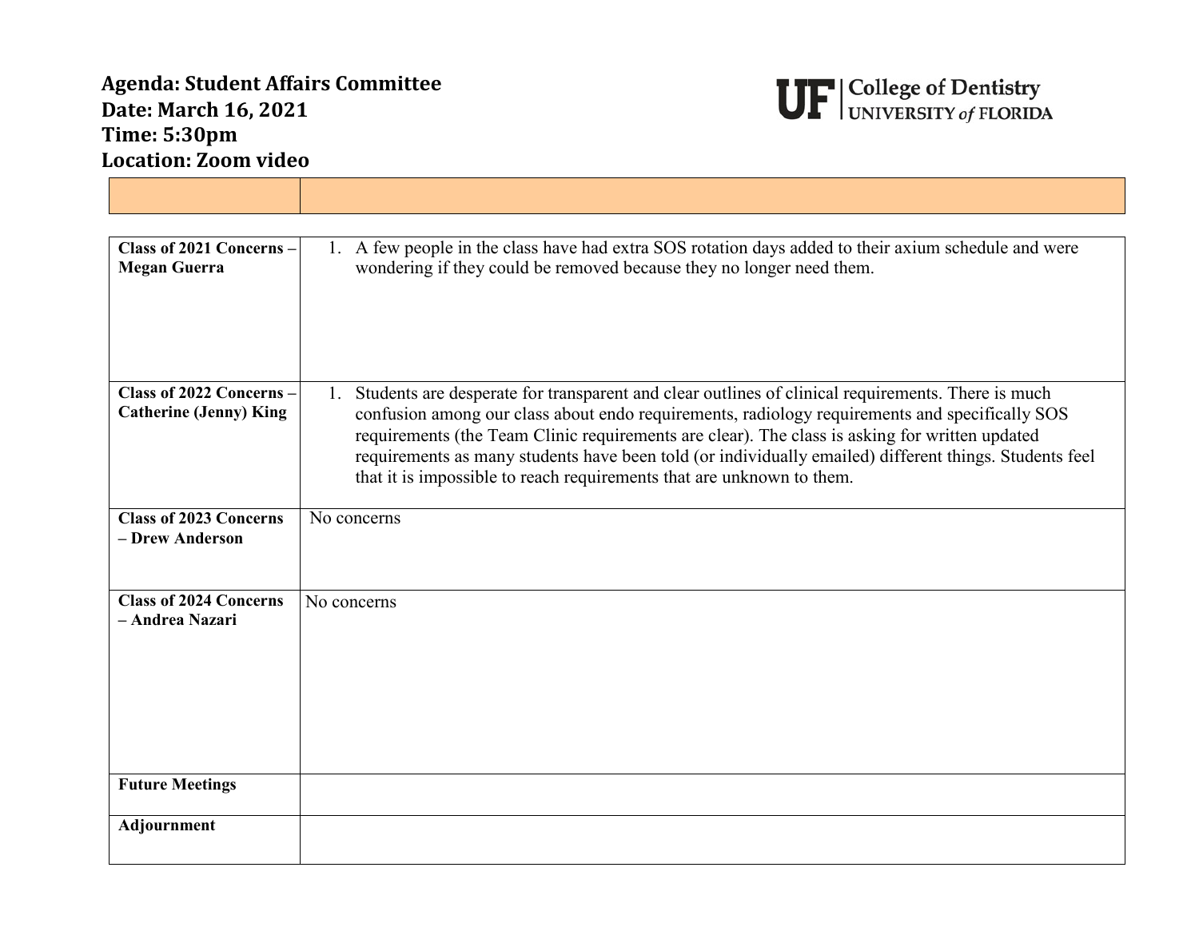**Agenda: Student Affairs Committee**
**Date: March 16, 2021**
**Time: 5:30pm**
**Location: Zoom video**

UF | College of Dentistry
UNIVERSITY *of* FLORIDA

| | |
|---|---|
| | |

| | |
|---|---|
| **Class of 2021 Concerns – Megan Guerra** | 1. A few people in the class have had extra SOS rotation days added to their axium schedule and were wondering if they could be removed because they no longer need them. |
| **Class of 2022 Concerns – Catherine (Jenny) King** | 1. Students are desperate for transparent and clear outlines of clinical requirements. There is much confusion among our class about endo requirements, radiology requirements and specifically SOS requirements (the Team Clinic requirements are clear). The class is asking for written updated requirements as many students have been told (or individually emailed) different things. Students feel that it is impossible to reach requirements that are unknown to them. |
| **Class of 2023 Concerns – Drew Anderson** | No concerns |
| **Class of 2024 Concerns – Andrea Nazari** | No concerns |
| **Future Meetings** | |
| **Adjournment** | |